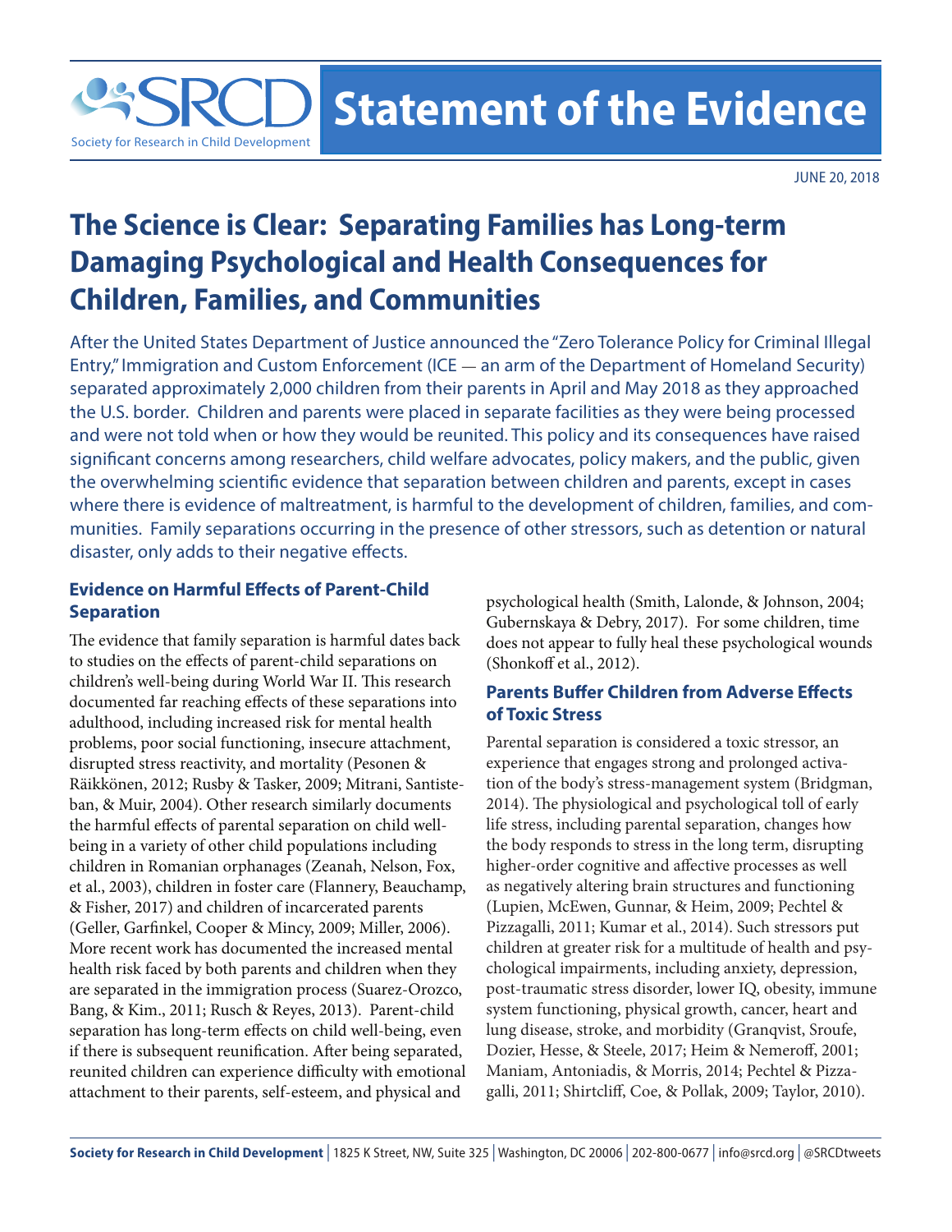SRCD Society for Research in Child Development

# Statement of the Evidence

JUNE 20, 2018

## The Science is Clear: Separating Families has Long-term Damaging Psychological and Health Consequences for Children, Families, and Communities

After the United States Department of Justice announced the "Zero Tolerance Policy for Criminal Illegal Entry," Immigration and Custom Enforcement (ICE — an arm of the Department of Homeland Security) separated approximately 2,000 children from their parents in April and May 2018 as they approached the U.S. border. Children and parents were placed in separate facilities as they were being processed and were not told when or how they would be reunited. This policy and its consequences have raised significant concerns among researchers, child welfare advocates, policy makers, and the public, given the overwhelming scientific evidence that separation between children and parents, except in cases where there is evidence of maltreatment, is harmful to the development of children, families, and communities. Family separations occurring in the presence of other stressors, such as detention or natural disaster, only adds to their negative effects.

### Evidence on Harmful Effects of Parent-Child Separation

The evidence that family separation is harmful dates back to studies on the effects of parent-child separations on children's well-being during World War II. This research documented far reaching effects of these separations into adulthood, including increased risk for mental health problems, poor social functioning, insecure attachment, disrupted stress reactivity, and mortality (Pesonen & Räikkönen, 2012; Rusby & Tasker, 2009; Mitrani, Santisteban, & Muir, 2004). Other research similarly documents the harmful effects of parental separation on child well-being in a variety of other child populations including children in Romanian orphanages (Zeanah, Nelson, Fox, et al., 2003), children in foster care (Flannery, Beauchamp, & Fisher, 2017) and children of incarcerated parents (Geller, Garfinkel, Cooper & Mincy, 2009; Miller, 2006). More recent work has documented the increased mental health risk faced by both parents and children when they are separated in the immigration process (Suarez-Orozco, Bang, & Kim., 2011; Rusch & Reyes, 2013). Parent-child separation has long-term effects on child well-being, even if there is subsequent reunification. After being separated, reunited children can experience difficulty with emotional attachment to their parents, self-esteem, and physical and psychological health (Smith, Lalonde, & Johnson, 2004; Gubernskaya & Debry, 2017). For some children, time does not appear to fully heal these psychological wounds (Shonkoff et al., 2012).

### Parents Buffer Children from Adverse Effects of Toxic Stress

Parental separation is considered a toxic stressor, an experience that engages strong and prolonged activation of the body's stress-management system (Bridgman, 2014). The physiological and psychological toll of early life stress, including parental separation, changes how the body responds to stress in the long term, disrupting higher-order cognitive and affective processes as well as negatively altering brain structures and functioning (Lupien, McEwen, Gunnar, & Heim, 2009; Pechtel & Pizzagalli, 2011; Kumar et al., 2014). Such stressors put children at greater risk for a multitude of health and psychological impairments, including anxiety, depression, post-traumatic stress disorder, lower IQ, obesity, immune system functioning, physical growth, cancer, heart and lung disease, stroke, and morbidity (Granqvist, Sroufe, Dozier, Hesse, & Steele, 2017; Heim & Nemeroff, 2001; Maniam, Antoniadis, & Morris, 2014; Pechtel & Pizzagalli, 2011; Shirtcliff, Coe, & Pollak, 2009; Taylor, 2010).

**Society for Research in Child Development** | 1825 K Street, NW, Suite 325 | Washington, DC 20006 | 202-800-0677 | info@srcd.org | @SRCDtweets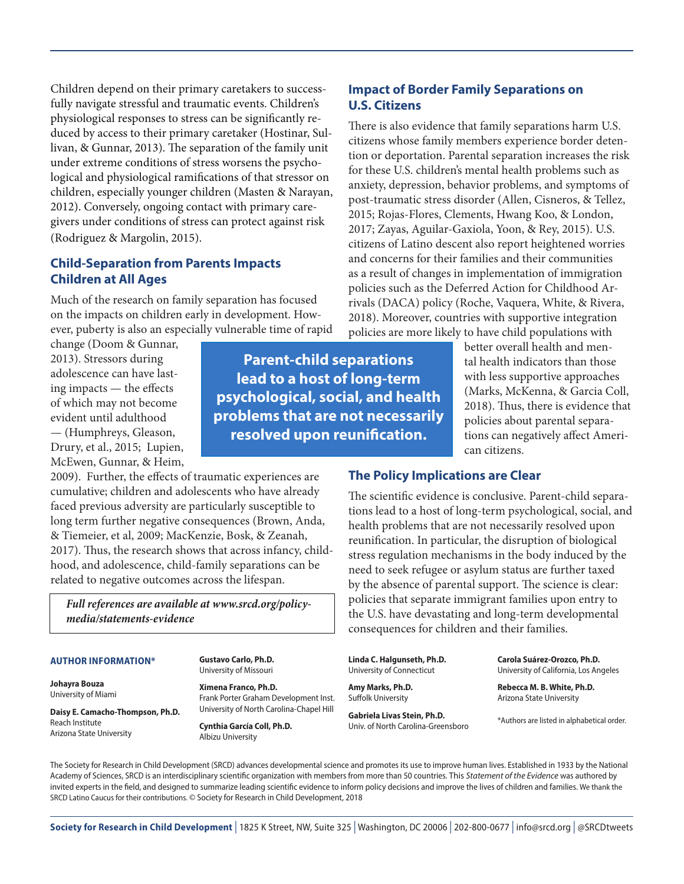Children depend on their primary caretakers to successfully navigate stressful and traumatic events. Children's physiological responses to stress can be significantly reduced by access to their primary caretaker (Hostinar, Sullivan, & Gunnar, 2013). The separation of the family unit under extreme conditions of stress worsens the psychological and physiological ramifications of that stressor on children, especially younger children (Masten & Narayan, 2012). Conversely, ongoing contact with primary caregivers under conditions of stress can protect against risk (Rodriguez & Margolin, 2015).

## Child-Separation from Parents Impacts Children at All Ages

Much of the research on family separation has focused on the impacts on children early in development. However, puberty is also an especially vulnerable time of rapid change (Doom & Gunnar, 2013). Stressors during adolescence can have lasting impacts — the effects of which may not become evident until adulthood — (Humphreys, Gleason, Drury, et al., 2015; Lupien, McEwen, Gunnar, & Heim, 2009). Further, the effects of traumatic experiences are cumulative; children and adolescents who have already faced previous adversity are particularly susceptible to long term further negative consequences (Brown, Anda, & Tiemeier, et al, 2009; MacKenzie, Bosk, & Zeanah, 2017). Thus, the research shows that across infancy, childhood, and adolescence, child-family separations can be related to negative outcomes across the lifespan.

**Parent-child separations lead to a host of long-term psychological, social, and health problems that are not necessarily resolved upon reunification.**

***Full references are available at www.srcd.org/policy-media/statements-evidence***

## Impact of Border Family Separations on U.S. Citizens

There is also evidence that family separations harm U.S. citizens whose family members experience border detention or deportation. Parental separation increases the risk for these U.S. children's mental health problems such as anxiety, depression, behavior problems, and symptoms of post-traumatic stress disorder (Allen, Cisneros, & Tellez, 2015; Rojas-Flores, Clements, Hwang Koo, & London, 2017; Zayas, Aguilar-Gaxiola, Yoon, & Rey, 2015). U.S. citizens of Latino descent also report heightened worries and concerns for their families and their communities as a result of changes in implementation of immigration policies such as the Deferred Action for Childhood Arrivals (DACA) policy (Roche, Vaquera, White, & Rivera, 2018). Moreover, countries with supportive integration policies are more likely to have child populations with better overall health and mental health indicators than those with less supportive approaches (Marks, McKenna, & Garcia Coll, 2018). Thus, there is evidence that policies about parental separations can negatively affect American citizens.

## The Policy Implications are Clear

The scientific evidence is conclusive. Parent-child separations lead to a host of long-term psychological, social, and health problems that are not necessarily resolved upon reunification. In particular, the disruption of biological stress regulation mechanisms in the body induced by the need to seek refugee or asylum status are further taxed by the absence of parental support. The science is clear: policies that separate immigrant families upon entry to the U.S. have devastating and long-term developmental consequences for children and their families.

**AUTHOR INFORMATION***

**Johayra Bouza**
University of Miami

**Daisy E. Camacho-Thompson, Ph.D.**
Reach Institute
Arizona State University

**Gustavo Carlo, Ph.D.**
University of Missouri

**Ximena Franco, Ph.D.**
Frank Porter Graham Development Inst.
University of North Carolina-Chapel Hill

**Cynthia García Coll, Ph.D.**
Albizu University

**Linda C. Halgunseth, Ph.D.**
University of Connecticut

**Amy Marks, Ph.D.**
Suffolk University

**Gabriela Livas Stein, Ph.D.**
Univ. of North Carolina-Greensboro

**Carola Suárez-Orozco, Ph.D.**
University of California, Los Angeles

**Rebecca M. B. White, Ph.D.**
Arizona State University

*Authors are listed in alphabetical order.

The Society for Research in Child Development (SRCD) advances developmental science and promotes its use to improve human lives. Established in 1933 by the National Academy of Sciences, SRCD is an interdisciplinary scientific organization with members from more than 50 countries. This *Statement of the Evidence* was authored by invited experts in the field, and designed to summarize leading scientific evidence to inform policy decisions and improve the lives of children and families. We thank the SRCD Latino Caucus for their contributions. © Society for Research in Child Development, 2018

**Society for Research in Child Development** | 1825 K Street, NW, Suite 325 | Washington, DC 20006 | 202-800-0677 | info@srcd.org | @SRCDtweets